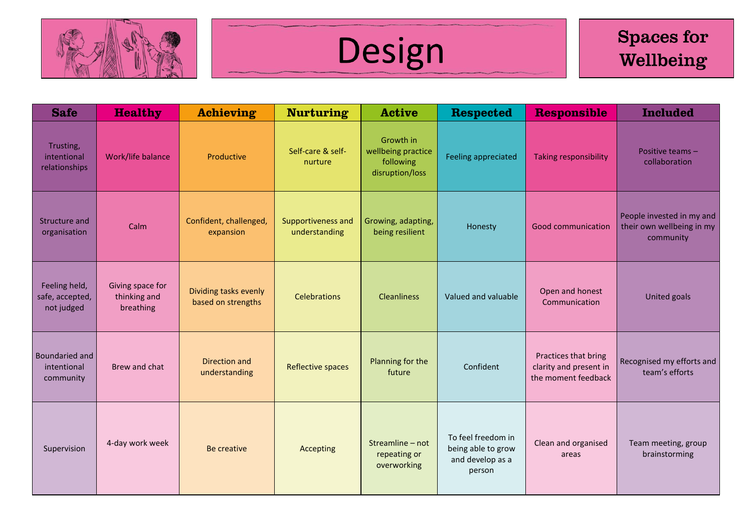# Design

## Spaces for Wellbeing

| Safe | Healthy | Achieving | Nurturing | Active | Respected | Responsible | Included |
|---|---|---|---|---|---|---|---|
| Trusting, intentional relationships | Work/life balance | Productive | Self-care & self-nurture | Growth in wellbeing practice following disruption/loss | Feeling appreciated | Taking responsibility | Positive teams – collaboration |
| Structure and organisation | Calm | Confident, challenged, expansion | Supportiveness and understanding | Growing, adapting, being resilient | Honesty | Good communication | People invested in my and their own wellbeing in my community |
| Feeling held, safe, accepted, not judged | Giving space for thinking and breathing | Dividing tasks evenly based on strengths | Celebrations | Cleanliness | Valued and valuable | Open and honest Communication | United goals |
| Boundaried and intentional community | Brew and chat | Direction and understanding | Reflective spaces | Planning for the future | Confident | Practices that bring clarity and present in the moment feedback | Recognised my efforts and team's efforts |
| Supervision | 4-day work week | Be creative | Accepting | Streamline – not repeating or overworking | To feel freedom in being able to grow and develop as a person | Clean and organised areas | Team meeting, group brainstorming |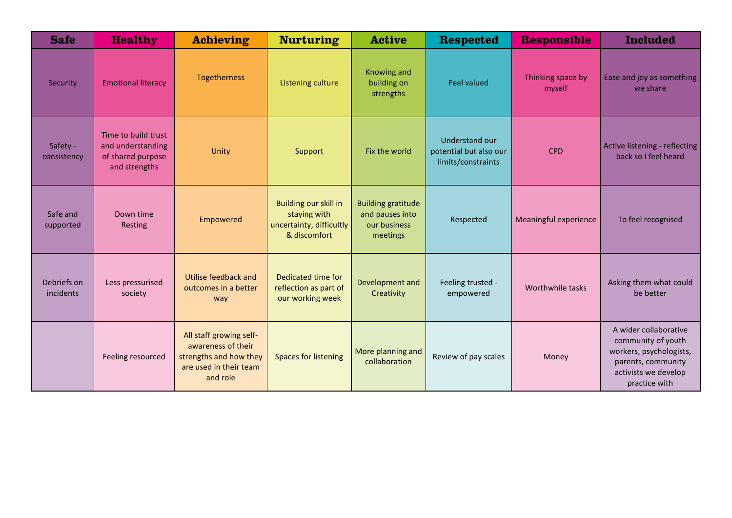| Safe | Healthy | Achieving | Nurturing | Active | Respected | Responsible | Included |
|---|---|---|---|---|---|---|---|
| Security | Emotional literacy | Togetherness | Listening culture | Knowing and building on strengths | Feel valued | Thinking space by myself | Ease and joy as something we share |
| Safety - consistency | Time to build trust and understanding of shared purpose and strengths | Unity | Support | Fix the world | Understand our potential but also our limits/constraints | CPD | Active listening - reflecting back so I feel heard |
| Safe and supported | Down time Resting | Empowered | Building our skill in staying with uncertainty, difficultly & discomfort | Building gratitude and pauses into our business meetings | Respected | Meaningful experience | To feel recognised |
| Debriefs on incidents | Less pressurised society | Utilise feedback and outcomes in a better way | Dedicated time for reflection as part of our working week | Development and Creativity | Feeling trusted - empowered | Worthwhile tasks | Asking them what could be better |
| | Feeling resourced | All staff growing self-awareness of their strengths and how they are used in their team and role | Spaces for listening | More planning and collaboration | Review of pay scales | Money | A wider collaborative community of youth workers, psychologists, parents, community activists we develop practice with |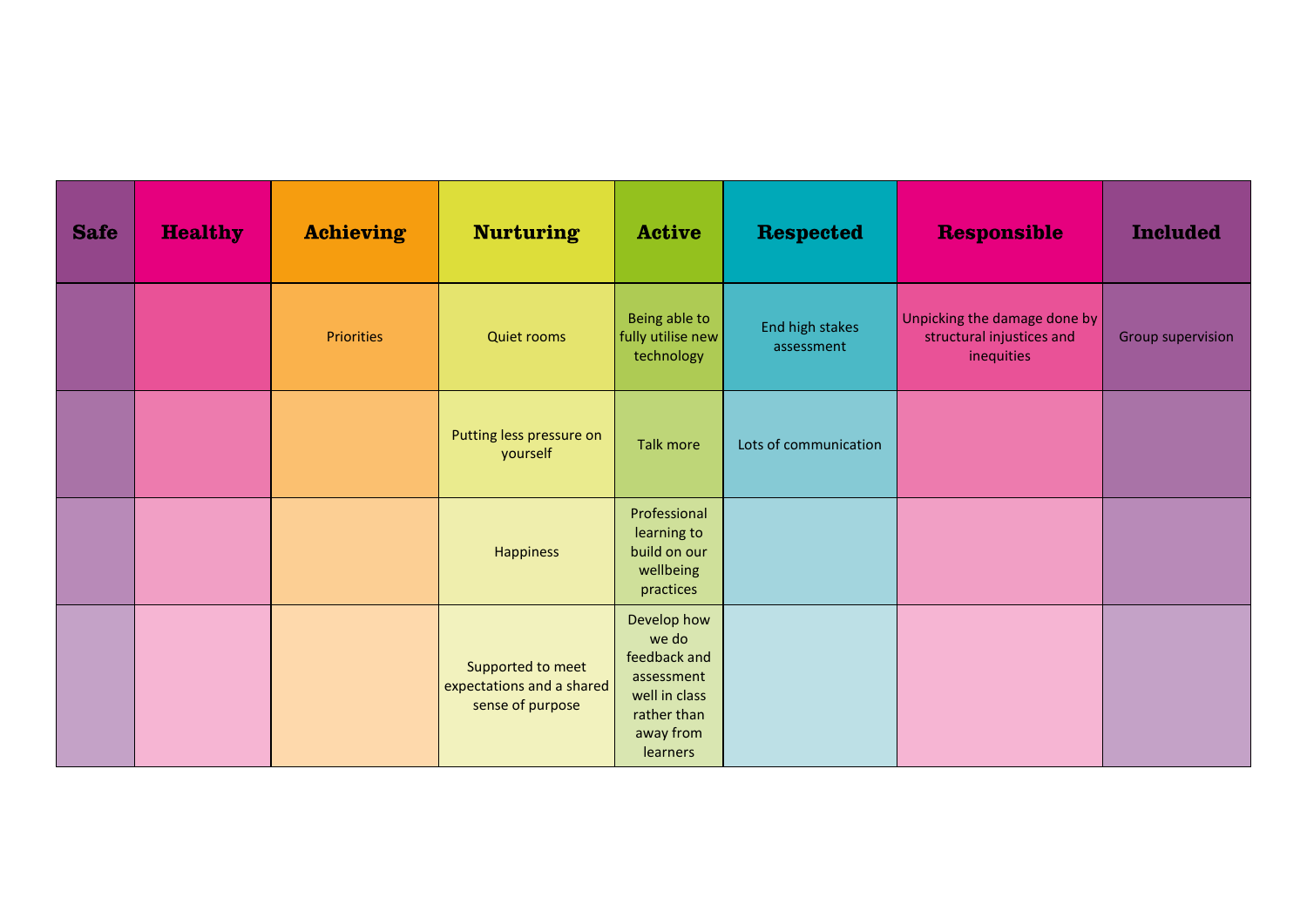| Safe | Healthy | Achieving | Nurturing | Active | Respected | Responsible | Included |
|---|---|---|---|---|---|---|---|
| | | Priorities | Quiet rooms | Being able to fully utilise new technology | End high stakes assessment | Unpicking the damage done by structural injustices and inequities | Group supervision |
| | | | Putting less pressure on yourself | Talk more | Lots of communication | | |
| | | | Happiness | Professional learning to build on our wellbeing practices | | | |
| | | | Supported to meet expectations and a shared sense of purpose | Develop how we do feedback and assessment well in class rather than away from learners | | | |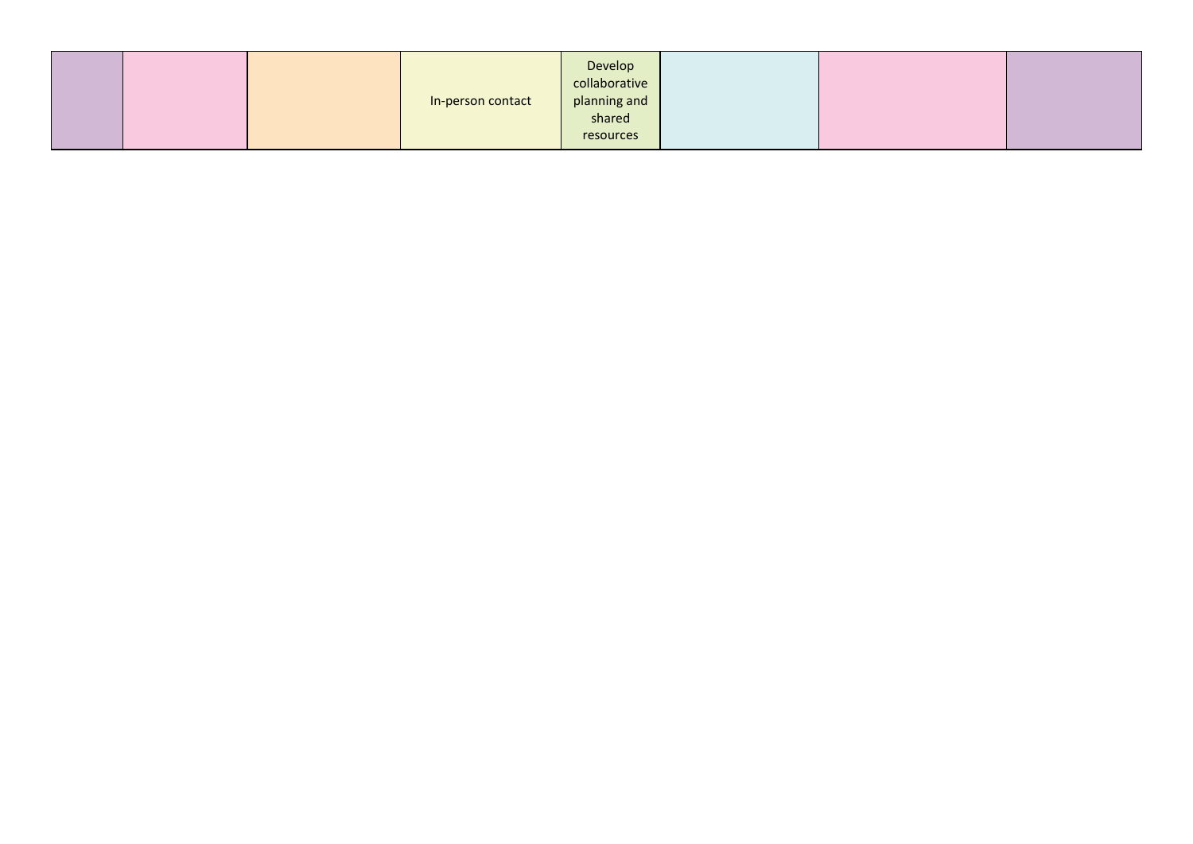| | | | | | | | |
|---|---|---|---|---|---|---|---|
| | | | In-person contact | Develop collaborative planning and shared resources | | | |